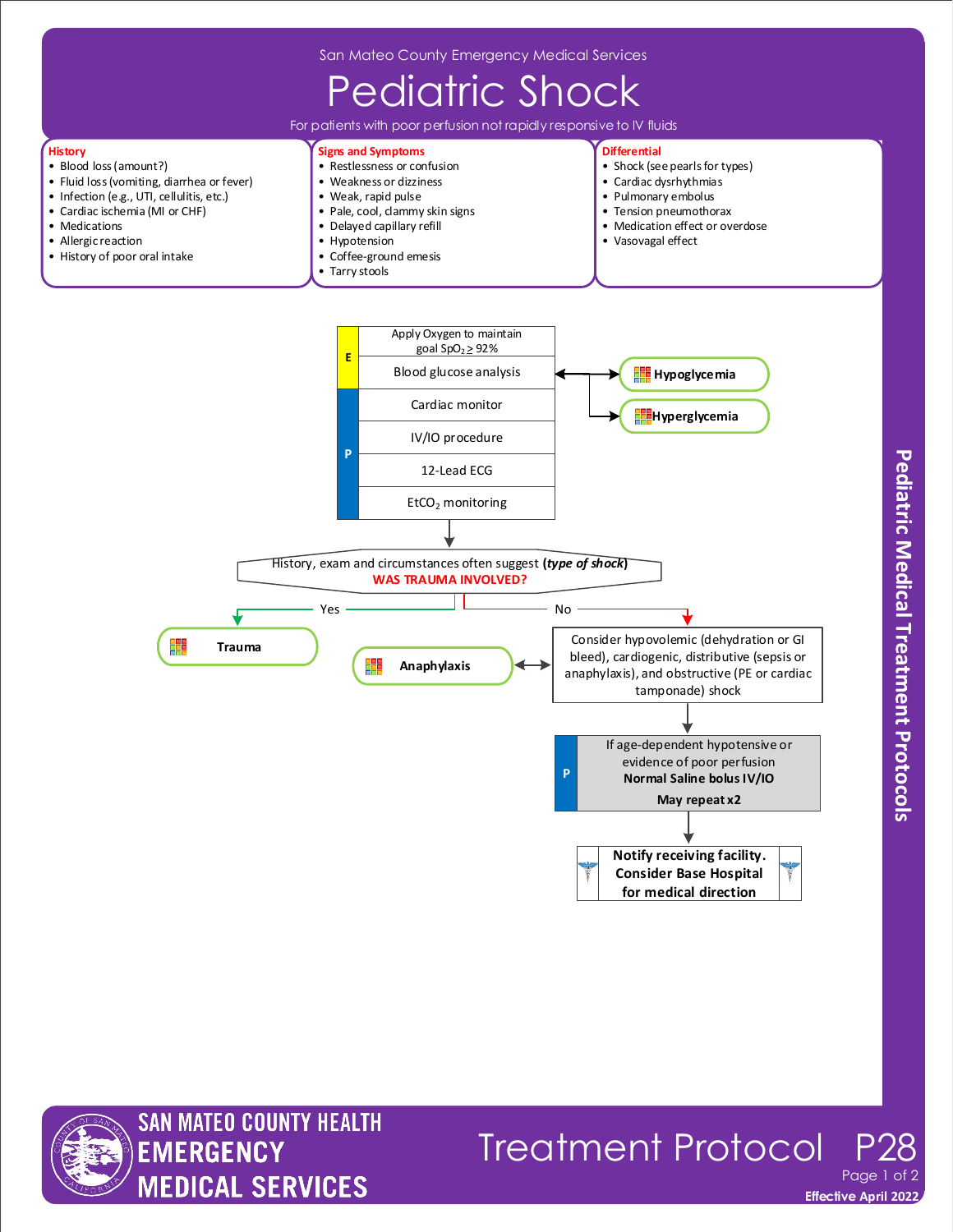San Mateo County Emergency Medical Services

# Pediatric Shock

For patients with poor perfusion not rapidly responsive to IV fluids

### History
- Blood loss (amount?)
- Fluid loss (vomiting, diarrhea or fever)
- Infection (e.g., UTI, cellulitis, etc.)
- Cardiac ischemia (MI or CHF)
- Medications
- Allergic reaction
- History of poor oral intake

### Signs and Symptoms
- Restlessness or confusion
- Weakness or dizziness
- Weak, rapid pulse
- Pale, cool, clammy skin signs
- Delayed capillary refill
- Hypotension
- Coffee-ground emesis
- Tarry stools

### Differential
- Shock (see pearls for types)
- Cardiac dysrhythmias
- Pulmonary embolus
- Tension pneumothorax
- Medication effect or overdose
- Vasovagal effect

---

**E**
- Apply Oxygen to maintain goal $SpO_2 \geq 92\%$
- Blood glucose analysis → **Hypoglycemia** / **Hyperglycemia**

**P**
- Cardiac monitor
- IV/IO procedure
- 12-Lead ECG
- $EtCO_2$ monitoring

History, exam and circumstances often suggest ***(type of shock)***
**WAS TRAUMA INVOLVED?**

- **Yes** → **Trauma**
- **No** → Consider hypovolemic (dehydration or GI bleed), cardiogenic, distributive (sepsis or anaphylaxis), and obstructive (PE or cardiac tamponade) shock ↔ **Anaphylaxis**

**P** — If age-dependent hypotensive or evidence of poor perfusion
**Normal Saline bolus IV/IO**
**May repeat x2**

**Notify receiving facility. Consider Base Hospital for medical direction**

Pediatric Medical Treatment Protocols

Treatment Protocol P28

Effective April 2022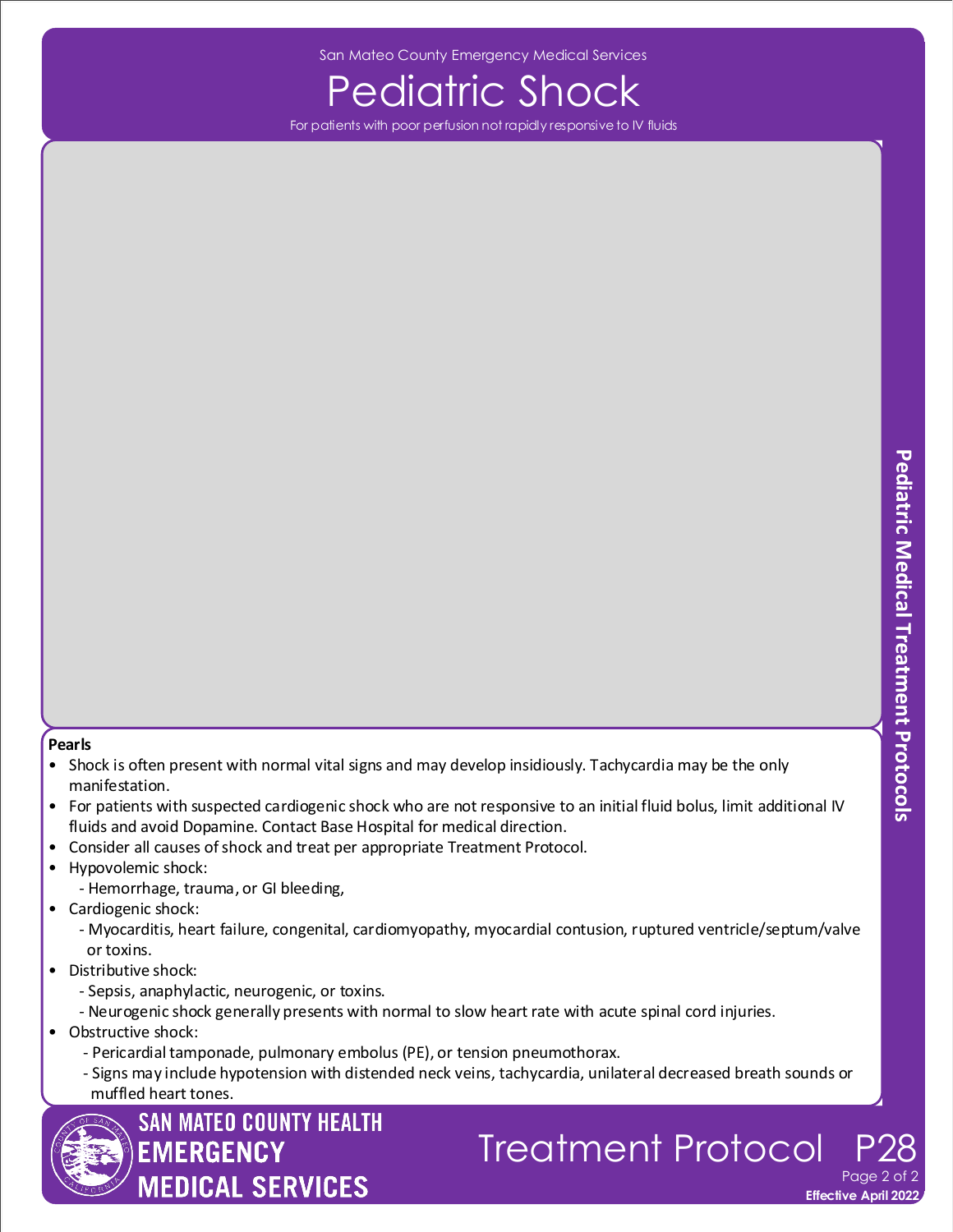San Mateo County Emergency Medical Services

# Pediatric Shock

For patients with poor perfusion not rapidly responsive to IV fluids

**Pearls**

- Shock is often present with normal vital signs and may develop insidiously. Tachycardia may be the only manifestation.
- For patients with suspected cardiogenic shock who are not responsive to an initial fluid bolus, limit additional IV fluids and avoid Dopamine. Contact Base Hospital for medical direction.
- Consider all causes of shock and treat per appropriate Treatment Protocol.
- Hypovolemic shock:
  - Hemorrhage, trauma, or GI bleeding,
- Cardiogenic shock:
  - Myocarditis, heart failure, congenital, cardiomyopathy, myocardial contusion, ruptured ventricle/septum/valve or toxins.
- Distributive shock:
  - Sepsis, anaphylactic, neurogenic, or toxins.
  - Neurogenic shock generally presents with normal to slow heart rate with acute spinal cord injuries.
- Obstructive shock:
  - Pericardial tamponade, pulmonary embolus (PE), or tension pneumothorax.
  - Signs may include hypotension with distended neck veins, tachycardia, unilateral decreased breath sounds or muffled heart tones.

Treatment Protocol P28

Effective April 2022